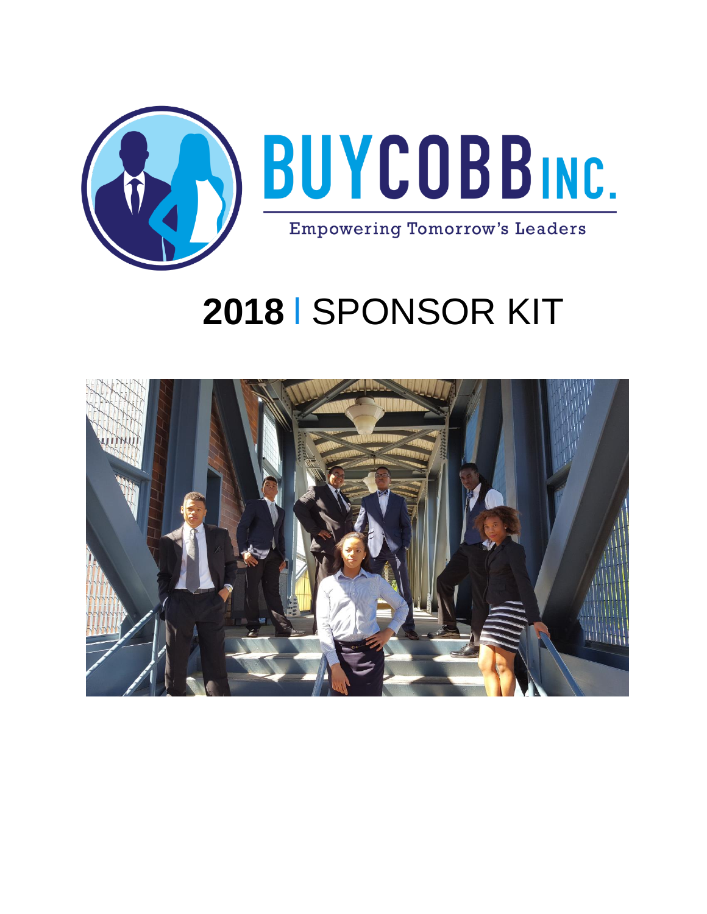BUYCOBB INC.

Empowering Tomorrow's Leaders

# **2018** | SPONSOR KIT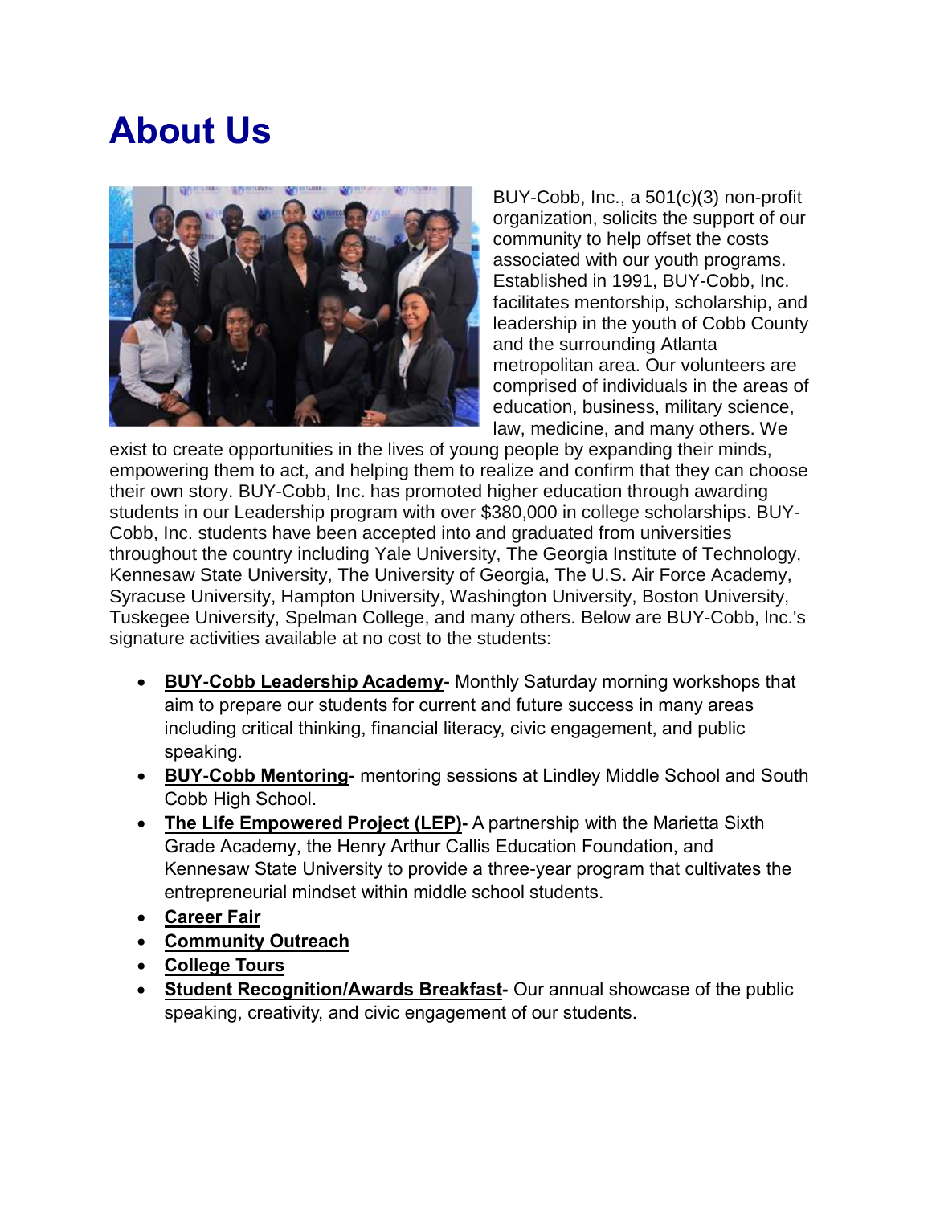# About Us

BUY-Cobb, Inc., a 501(c)(3) non-profit organization, solicits the support of our community to help offset the costs associated with our youth programs. Established in 1991, BUY-Cobb, Inc. facilitates mentorship, scholarship, and leadership in the youth of Cobb County and the surrounding Atlanta metropolitan area. Our volunteers are comprised of individuals in the areas of education, business, military science, law, medicine, and many others. We exist to create opportunities in the lives of young people by expanding their minds, empowering them to act, and helping them to realize and confirm that they can choose their own story. BUY-Cobb, Inc. has promoted higher education through awarding students in our Leadership program with over $380,000 in college scholarships. BUY-Cobb, Inc. students have been accepted into and graduated from universities throughout the country including Yale University, The Georgia Institute of Technology, Kennesaw State University, The University of Georgia, The U.S. Air Force Academy, Syracuse University, Hampton University, Washington University, Boston University, Tuskegee University, Spelman College, and many others. Below are BUY-Cobb, Inc.'s signature activities available at no cost to the students:

- **BUY-Cobb Leadership Academy-** Monthly Saturday morning workshops that aim to prepare our students for current and future success in many areas including critical thinking, financial literacy, civic engagement, and public speaking.
- **BUY-Cobb Mentoring-** mentoring sessions at Lindley Middle School and South Cobb High School.
- **The Life Empowered Project (LEP)-** A partnership with the Marietta Sixth Grade Academy, the Henry Arthur Callis Education Foundation, and Kennesaw State University to provide a three-year program that cultivates the entrepreneurial mindset within middle school students.
- **Career Fair**
- **Community Outreach**
- **College Tours**
- **Student Recognition/Awards Breakfast-** Our annual showcase of the public speaking, creativity, and civic engagement of our students.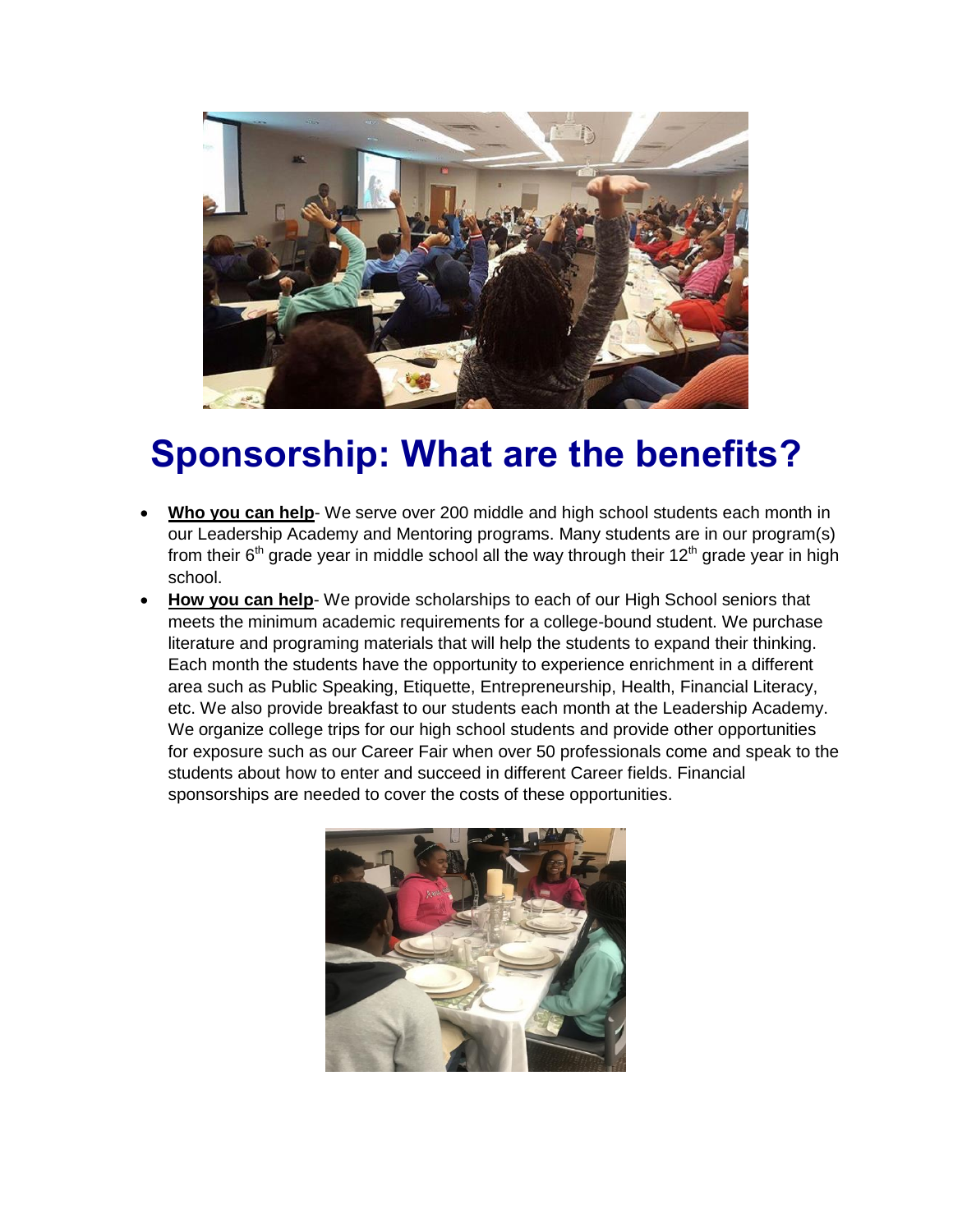# Sponsorship: What are the benefits?

- **Who you can help**- We serve over 200 middle and high school students each month in our Leadership Academy and Mentoring programs. Many students are in our program(s) from their 6th grade year in middle school all the way through their 12th grade year in high school.
- **How you can help**- We provide scholarships to each of our High School seniors that meets the minimum academic requirements for a college-bound student. We purchase literature and programing materials that will help the students to expand their thinking. Each month the students have the opportunity to experience enrichment in a different area such as Public Speaking, Etiquette, Entrepreneurship, Health, Financial Literacy, etc. We also provide breakfast to our students each month at the Leadership Academy. We organize college trips for our high school students and provide other opportunities for exposure such as our Career Fair when over 50 professionals come and speak to the students about how to enter and succeed in different Career fields. Financial sponsorships are needed to cover the costs of these opportunities.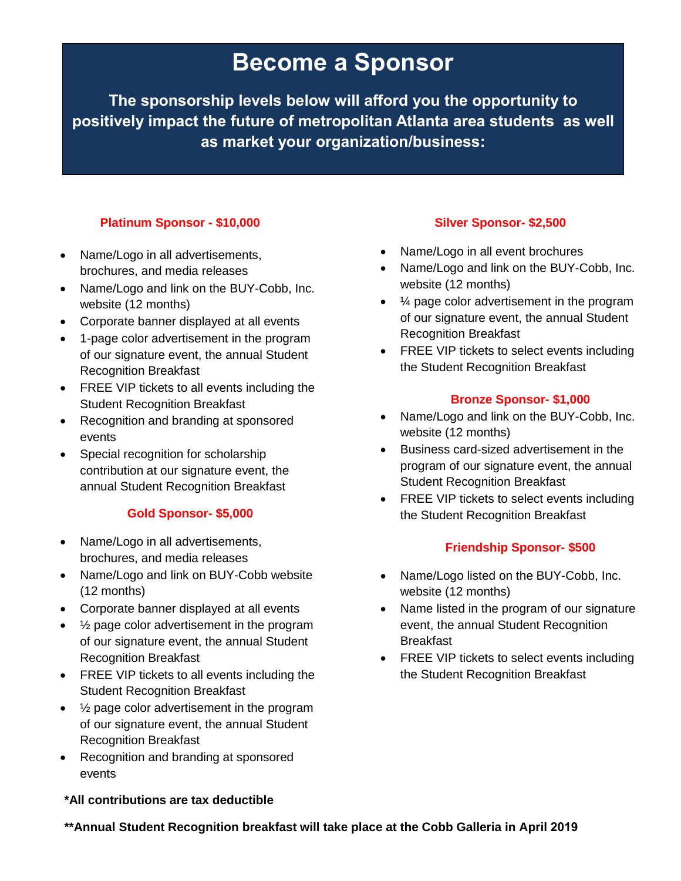# Become a Sponsor

**The sponsorship levels below will afford you the opportunity to positively impact the future of metropolitan Atlanta area students as well as market your organization/business:**

### Platinum Sponsor - $10,000

- Name/Logo in all advertisements, brochures, and media releases
- Name/Logo and link on the BUY-Cobb, Inc. website (12 months)
- Corporate banner displayed at all events
- 1-page color advertisement in the program of our signature event, the annual Student Recognition Breakfast
- FREE VIP tickets to all events including the Student Recognition Breakfast
- Recognition and branding at sponsored events
- Special recognition for scholarship contribution at our signature event, the annual Student Recognition Breakfast

### Gold Sponsor- $5,000

- Name/Logo in all advertisements, brochures, and media releases
- Name/Logo and link on BUY-Cobb website (12 months)
- Corporate banner displayed at all events
- ½ page color advertisement in the program of our signature event, the annual Student Recognition Breakfast
- FREE VIP tickets to all events including the Student Recognition Breakfast
- ½ page color advertisement in the program of our signature event, the annual Student Recognition Breakfast
- Recognition and branding at sponsored events

### Silver Sponsor- $2,500

- Name/Logo in all event brochures
- Name/Logo and link on the BUY-Cobb, Inc. website (12 months)
- ¼ page color advertisement in the program of our signature event, the annual Student Recognition Breakfast
- FREE VIP tickets to select events including the Student Recognition Breakfast

### Bronze Sponsor- $1,000

- Name/Logo and link on the BUY-Cobb, Inc. website (12 months)
- Business card-sized advertisement in the program of our signature event, the annual Student Recognition Breakfast
- FREE VIP tickets to select events including the Student Recognition Breakfast

### Friendship Sponsor- $500

- Name/Logo listed on the BUY-Cobb, Inc. website (12 months)
- Name listed in the program of our signature event, the annual Student Recognition Breakfast
- FREE VIP tickets to select events including the Student Recognition Breakfast

**\*All contributions are tax deductible**

**\*\*Annual Student Recognition breakfast will take place at the Cobb Galleria in April 2019**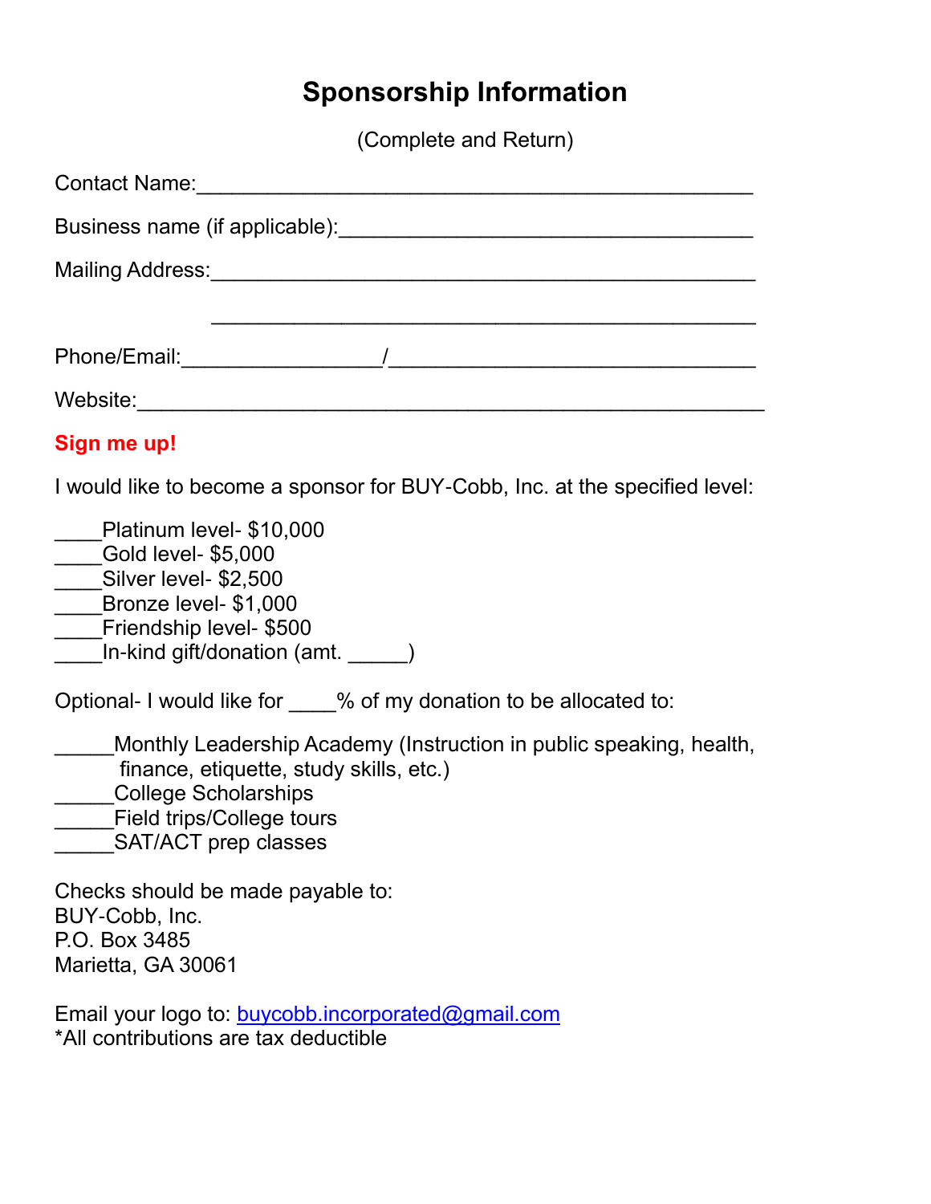# Sponsorship Information

(Complete and Return)

Contact Name:_______________________________________________

Business name (if applicable):___________________________________

Mailing Address:_____________________________________________

_____________________________________________

Phone/Email:_________________/______________________________

Website:_____________________________________________________

**Sign me up!**

I would like to become a sponsor for BUY-Cobb, Inc. at the specified level:

____Platinum level- $10,000
____Gold level- $5,000
____Silver level- $2,500
____Bronze level- $1,000
____Friendship level- $500
____In-kind gift/donation (amt. _____)

Optional- I would like for ____% of my donation to be allocated to:

_____Monthly Leadership Academy (Instruction in public speaking, health, finance, etiquette, study skills, etc.)
_____College Scholarships
_____Field trips/College tours
_____SAT/ACT prep classes

Checks should be made payable to:
BUY-Cobb, Inc.
P.O. Box 3485
Marietta, GA 30061

Email your logo to: buycobb.incorporated@gmail.com
*All contributions are tax deductible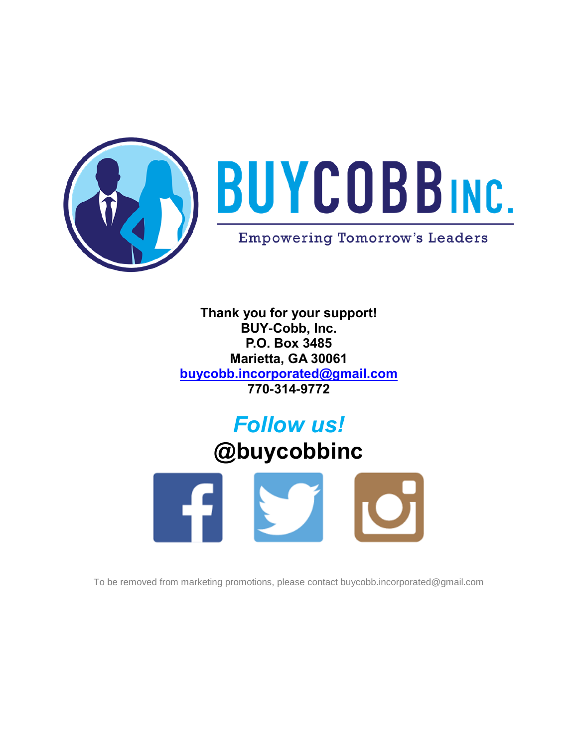BUYCOBB INC.

Empowering Tomorrow's Leaders

**Thank you for your support!**
**BUY-Cobb, Inc.**
**P.O. Box 3485**
**Marietta, GA 30061**
**buycobb.incorporated@gmail.com**
**770-314-9772**

***Follow us!***

**@buycobbinc**

To be removed from marketing promotions, please contact buycobb.incorporated@gmail.com